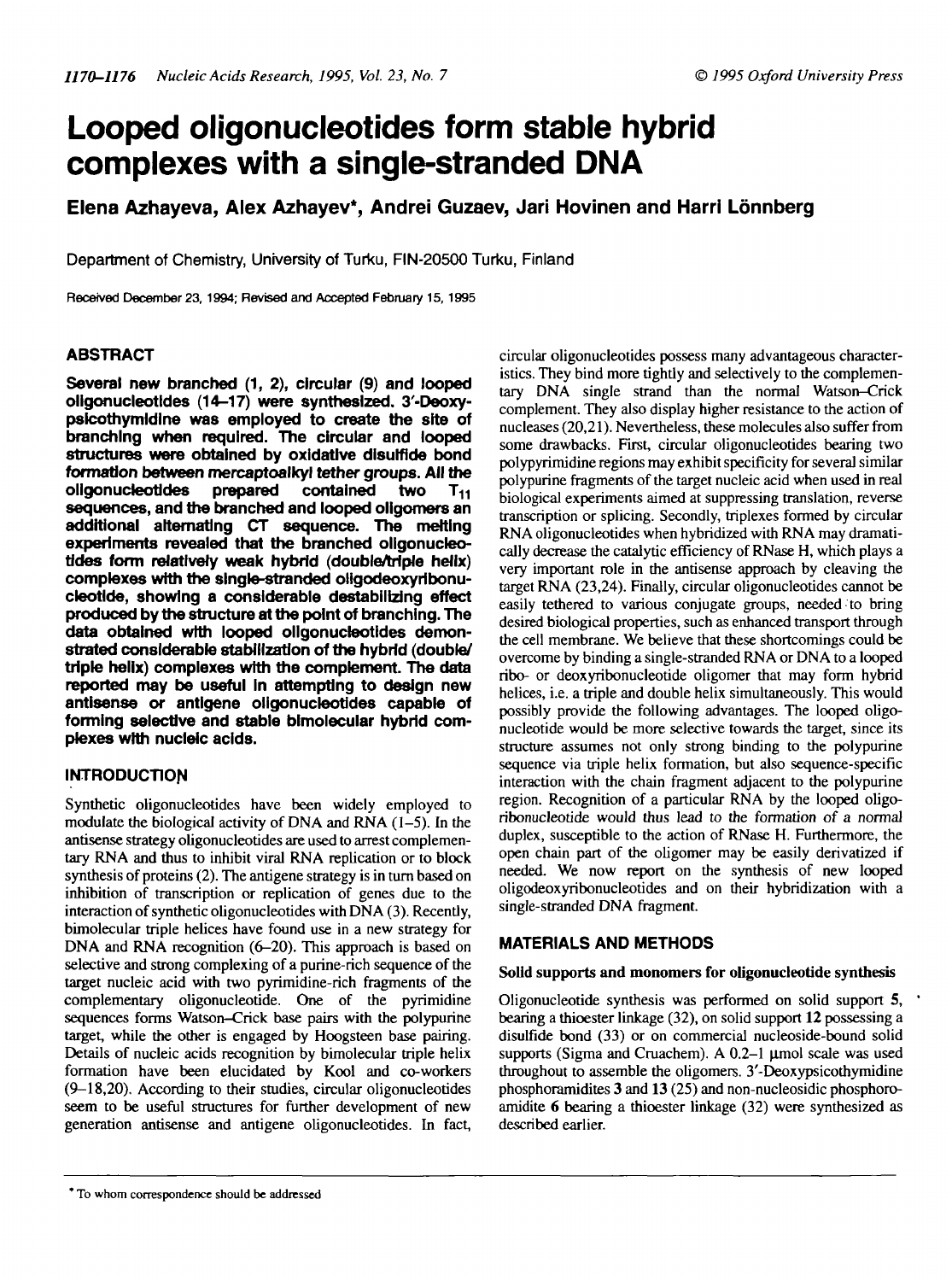# Looped oligonucleotides form stable hybrid complexes with a single-stranded DNA

**Elena Azhayeva, Alex Azhayev*, Andrei Guzaev, Jari Hovinen and Harri Lönnberg**

Department of Chemistry, University of Turku, FIN-20500 Turku, Finland

Received December 23, 1994; Revised and Accepted February 15, 1995

## ABSTRACT

**Several new branched (1, 2), circular (9) and looped oligonucleotides (14–17) were synthesized. 3′-Deoxypsicothymidine was employed to create the site of branching when required. The circular and looped structures were obtained by oxidative disulfide bond formation between mercaptoalkyl tether groups. All the oligonucleotides prepared contained two $T_{11}$ sequences, and the branched and looped oligomers an additional alternating CT sequence. The melting experiments revealed that the branched oligonucleotides form relatively weak hybrid (double/triple helix) complexes with the single-stranded oligodeoxyribonucleotide, showing a considerable destabilizing effect produced by the structure at the point of branching. The data obtained with looped oligonucleotides demonstrated considerable stabilization of the hybrid (double/triple helix) complexes with the complement. The data reported may be useful in attempting to design new antisense or antigene oligonucleotides capable of forming selective and stable bimolecular hybrid complexes with nucleic acids.**

## INTRODUCTION

Synthetic oligonucleotides have been widely employed to modulate the biological activity of DNA and RNA (1–5). In the antisense strategy oligonucleotides are used to arrest complementary RNA and thus to inhibit viral RNA replication or to block synthesis of proteins (2). The antigene strategy is in turn based on inhibition of transcription or replication of genes due to the interaction of synthetic oligonucleotides with DNA (3). Recently, bimolecular triple helices have found use in a new strategy for DNA and RNA recognition (6–20). This approach is based on selective and strong complexing of a purine-rich sequence of the target nucleic acid with two pyrimidine-rich fragments of the complementary oligonucleotide. One of the pyrimidine sequences forms Watson–Crick base pairs with the polypurine target, while the other is engaged by Hoogsteen base pairing. Details of nucleic acids recognition by bimolecular triple helix formation have been elucidated by Kool and co-workers (9–18,20). According to their studies, circular oligonucleotides seem to be useful structures for further development of new generation antisense and antigene oligonucleotides. In fact, circular oligonucleotides possess many advantageous characteristics. They bind more tightly and selectively to the complementary DNA single strand than the normal Watson–Crick complement. They also display higher resistance to the action of nucleases (20,21). Nevertheless, these molecules also suffer from some drawbacks. First, circular oligonucleotides bearing two polypyrimidine regions may exhibit specificity for several similar polypurine fragments of the target nucleic acid when used in real biological experiments aimed at suppressing translation, reverse transcription or splicing. Secondly, triplexes formed by circular RNA oligonucleotides when hybridized with RNA may dramatically decrease the catalytic efficiency of RNase H, which plays a very important role in the antisense approach by cleaving the target RNA (23,24). Finally, circular oligonucleotides cannot be easily tethered to various conjugate groups, needed to bring desired biological properties, such as enhanced transport through the cell membrane. We believe that these shortcomings could be overcome by binding a single-stranded RNA or DNA to a looped ribo- or deoxyribonucleotide oligomer that may form hybrid helices, i.e. a triple and double helix simultaneously. This would possibly provide the following advantages. The looped oligonucleotide would be more selective towards the target, since its structure assumes not only strong binding to the polypurine sequence via triple helix formation, but also sequence-specific interaction with the chain fragment adjacent to the polypurine region. Recognition of a particular RNA by the looped oligoribonucleotide would thus lead to the formation of a normal duplex, susceptible to the action of RNase H. Furthermore, the open chain part of the oligomer may be easily derivatized if needed. We now report on the synthesis of new looped oligodeoxyribonucleotides and on their hybridization with a single-stranded DNA fragment.

## MATERIALS AND METHODS

### Solid supports and monomers for oligonucleotide synthesis

Oligonucleotide synthesis was performed on solid support **5**, bearing a thioester linkage (32), on solid support **12** possessing a disulfide bond (33) or on commercial nucleoside-bound solid supports (Sigma and Cruachem). A 0.2–1 μmol scale was used throughout to assemble the oligomers. 3′-Deoxypsicothymidine phosphoramidites **3** and **13** (25) and non-nucleosidic phosphoramidite **6** bearing a thioester linkage (32) were synthesized as described earlier.

* To whom correspondence should be addressed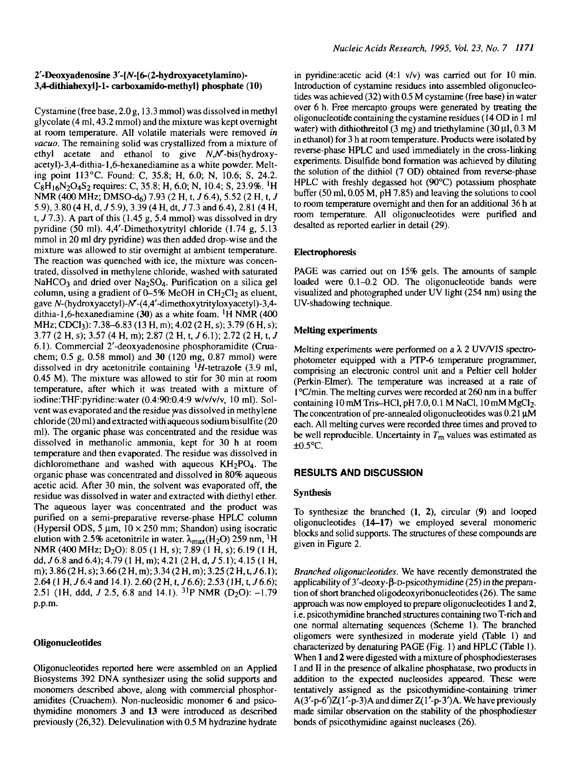### 2′-Deoxyadenosine 3′-{N-[6-(2-hydroxyacetylamino)-3,4-dithiahexyl]-1- carboxamido-methyl} phosphate (10)

Cystamine (free base, 2.0 g, 13.3 mmol) was dissolved in methyl glycolate (4 ml, 43.2 mmol) and the mixture was kept overnight at room temperature. All volatile materials were removed *in vacuo*. The remaining solid was crystallized from a mixture of ethyl acetate and ethanol to give *N,N′*-bis(hydroxy-acetyl)-3,4-dithia-1,6-hexanediamine as a white powder. Melting point 113°C. Found: C, 35.8; H, 6.0; N, 10.6; S, 24.2. $C_8H_{16}N_2O_4S_2$ requires: C, 35.8; H, 6.0; N, 10.4; S, 23.9%. $^1$H NMR (400 MHz; DMSO-$d_6$) 7.93 (2 H, t, *J* 6.4), 5.52 (2 H, t, *J* 5.9), 3.80 (4 H, d, *J* 5.9), 3.39 (4 H, dt, *J* 7.3 and 6.4), 2.81 (4 H, t, *J* 7.3). A part of this (1.45 g, 5.4 mmol) was dissolved in dry pyridine (50 ml). 4,4′-Dimethoxytrityl chloride (1.74 g, 5.13 mmol in 20 ml dry pyridine) was then added drop-wise and the mixture was allowed to stir overnight at ambient temperature. The reaction was quenched with ice, the mixture was concentrated, dissolved in methylene chloride, washed with saturated $NaHCO_3$ and dried over $Na_2SO_4$. Purification on a silica gel column, using a gradient of 0–5% MeOH in $CH_2Cl_2$ as eluent, gave *N*-(hydroxyacetyl)-*N′*-(4,4′-dimethoxytrityloxyacetyl)-3,4-dithia-1,6-hexanediamine (**30**) as a white foam. $^1$H NMR (400 MHz; $CDCl_3$): 7.38–6.83 (13 H, m); 4.02 (2 H, s); 3.79 (6 H, s); 3.77 (2 H, s); 3.57 (4 H, m); 2.87 (2 H, t, *J* 6.1); 2.72 (2 H, t, *J* 6.1). Commercial 2′-deoxyadenosine phosphoramidite (Cruachem; 0.5 g, 0.58 mmol) and **30** (120 mg, 0.87 mmol) were dissolved in dry acetonitrile containing $^1H$-tetrazole (3.9 ml, 0.45 M). The mixture was allowed to stir for 30 min at room temperature, after which it was treated with a mixture of iodine:THF:pyridine:water (0.4:90:0.4:9 w/v/v/v, 10 ml). Solvent was evaporated and the residue was dissolved in methylene chloride (20 ml) and extracted with aqueous sodium bisulfite (20 ml). The organic phase was concentrated and the residue was dissolved in methanolic ammonia, kept for 30 h at room temperature and then evaporated. The residue was dissolved in dichloromethane and washed with aqueous $KH_2PO_4$. The organic phase was concentrated and dissolved in 80% aqueous acetic acid. After 30 min, the solvent was evaporated off, the residue was dissolved in water and extracted with diethyl ether. The aqueous layer was concentrated and the product was purified on a semi-preparative reverse-phase HPLC column (Hypersil ODS, 5 μm, 10 × 250 mm; Shandon) using isocratic elution with 2.5% acetonitrile in water. $\lambda_{max}(H_2O)$ 259 nm, $^1$H NMR (400 MHz; $D_2O$): 8.05 (1 H, s); 7.89 (1 H, s); 6.19 (1 H, dd, *J* 6.8 and 6.4); 4.79 (1 H, m); 4.21 (2 H, d, *J* 5.1); 4.15 (1 H, m); 3.86 (2 H, s); 3.66 (2 H, m); 3.34 (2 H, m); 3.25 (2 H, t, *J* 6.1); 2.64 (1 H, *J* 6.4 and 14.1). 2.60 (2 H, t, *J* 6.6); 2.53 (1H, t, *J* 6.6); 2.51 (1H, ddd, *J* 2.5, 6.8 and 14.1). $^{31}$P NMR ($D_2O$): −1.79 p.p.m.

### Oligonucleotides

Oligonucleotides reported here were assembled on an Applied Biosystems 392 DNA synthesizer using the solid supports and monomers described above, along with commercial phosphoramidites (Cruachem). Non-nucleosidic monomer **6** and psicothymidine monomers **3** and **13** were introduced as described previously (26,32). Delevulination with 0.5 M hydrazine hydrate in pyridine:acetic acid (4:1 v/v) was carried out for 10 min. Introduction of cystamine residues into assembled oligonucleotides was achieved (32) with 0.5 M cystamine (free base) in water over 6 h. Free mercapto groups were generated by treating the oligonucleotide containing the cystamine residues (14 OD in 1 ml water) with dithiothreitol (3 mg) and triethylamine (30 μl, 0.3 M in ethanol) for 3 h at room temperature. Products were isolated by reverse-phase HPLC and used immediately in the cross-linking experiments. Disulfide bond formation was achieved by diluting the solution of the dithiol (7 OD) obtained from reverse-phase HPLC with freshly degassed hot (90°C) potassium phosphate buffer (50 ml, 0.05 M, pH 7.85) and leaving the solutions to cool to room temperature overnight and then for an additional 36 h at room temperature. All oligonucleotides were purified and desalted as reported earlier in detail (29).

### Electrophoresis

PAGE was carried out on 15% gels. The amounts of sample loaded were 0.1–0.2 OD. The oligonucleotide bands were visualized and photographed under UV light (254 nm) using the UV-shadowing technique.

### Melting experiments

Melting experiments were performed on a λ 2 UV/VIS spectrophotometer equipped with a PTP-6 temperature programmer, comprising an electronic control unit and a Peltier cell holder (Perkin-Elmer). The temperature was increased at a rate of 1°C/min. The melting curves were recorded at 260 nm in a buffer containing 10 mM Tris–HCl, pH 7.0, 0.1 M NaCl, 10 mM $MgCl_2$. The concentration of pre-annealed oligonucleotides was 0.21 μM each. All melting curves were recorded three times and proved to be well reproducible. Uncertainty in $T_m$ values was estimated as ±0.5°C.

## RESULTS AND DISCUSSION

### Synthesis

To synthesize the branched (**1**, **2**), circular (**9**) and looped oligonucleotides (**14–17**) we employed several monomeric blocks and solid supports. The structures of these compounds are given in Figure 2.

*Branched oligonucleotides.* We have recently demonstrated the applicability of 3′-deoxy-β-D-psicothymidine (25) in the preparation of short branched oligodeoxyribonucleotides (26). The same approach was now employed to prepare oligonucleotides **1** and **2**, i.e. psicothymidine branched structures containing two T-rich and one normal alternating sequences (Scheme 1). The branched oligomers were synthesized in moderate yield (Table 1) and characterized by denaturing PAGE (Fig. 1) and HPLC (Table 1). When **1** and **2** were digested with a mixture of phosphodiesterases I and II in the presence of alkaline phosphatase, two products in addition to the expected nucleosides appeared. These were tentatively assigned as the psicothymidine-containing trimer A(3′-p-6′)Z(1′-p-3)A and dimer Z(1′-p-3′)A. We have previously made similar observation on the stability of the phosphodiester bonds of psicothymidine against nucleases (26).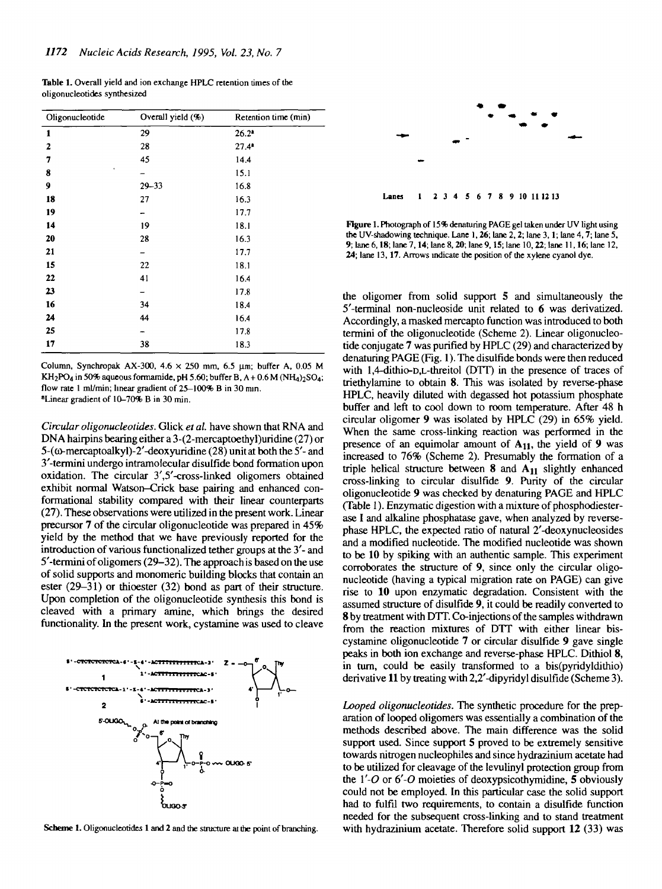**Table 1.** Overall yield and ion exchange HPLC retention times of the oligonucleotides synthesized

| Oligonucleotide | Overall yield (%) | Retention time (min) |
|---|---|---|
| **1** | 29 | 26.2[a] |
| **2** | 28 | 27.4[a] |
| **7** | 45 | 14.4 |
| **8** | – | 15.1 |
| **9** | 29–33 | 16.8 |
| **18** | 27 | 16.3 |
| **19** | – | 17.7 |
| **14** | 19 | 18.1 |
| **20** | 28 | 16.3 |
| **21** | – | 17.7 |
| **15** | 22 | 18.1 |
| **22** | 41 | 16.4 |
| **23** | – | 17.8 |
| **16** | 34 | 18.4 |
| **24** | 44 | 16.4 |
| **25** | – | 17.8 |
| **17** | 38 | 18.3 |

Column, Synchropak AX-300, 4.6 × 250 mm, 6.5 μm; buffer A, 0.05 M $KH_2PO_4$ in 50% aqueous formamide, pH 5.60; buffer B, A + 0.6 M $(NH_4)_2SO_4$; flow rate 1 ml/min; linear gradient of 25–100% B in 30 min.
[a]Linear gradient of 10–70% B in 30 min.

*Circular oligonucleotides.* Glick *et al.* have shown that RNA and DNA hairpins bearing either a 3-(2-mercaptoethyl)uridine (27) or 5-(ω-mercaptoalkyl)-2′-deoxyuridine (28) unit at both the 5′- and 3′-termini undergo intramolecular disulfide bond formation upon oxidation. The circular 3′,5′-cross-linked oligomers obtained exhibit normal Watson–Crick base pairing and enhanced conformational stability compared with their linear counterparts (27). These observations were utilized in the present work. Linear precursor **7** of the circular oligonucleotide was prepared in 45% yield by the method that we have previously reported for the introduction of various functionalized tether groups at the 3′- and 5′-termini of oligomers (29–32). The approach is based on the use of solid supports and monomeric building blocks that contain an ester (29–31) or thioester (32) bond as part of their structure. Upon completion of the oligonucleotide synthesis this bond is cleaved with a primary amine, which brings the desired functionality. In the present work, cystamine was used to cleave

**Scheme 1.** Oligonucleotides **1** and **2** and the structure at the point of branching.

Lanes 1 2 3 4 5 6 7 8 9 10 11 12 13

**Figure 1.** Photograph of 15% denaturing PAGE gel taken under UV light using the UV-shadowing technique. Lane 1, **26**; lane 2, **2**; lane 3, **1**; lane 4, **7**; lane 5, **9**; lane 6, **18**; lane 7, **14**; lane 8, **20**; lane 9, **15**; lane 10, **22**; lane 11, **16**; lane 12, **24**; lane 13, **17**. Arrows indicate the position of the xylene cyanol dye.

the oligomer from solid support **5** and simultaneously the 5′-terminal non-nucleoside unit related to **6** was derivatized. Accordingly, a masked mercapto function was introduced to both termini of the oligonucleotide (Scheme 2). Linear oligonucleotide conjugate **7** was purified by HPLC (29) and characterized by denaturing PAGE (Fig. 1). The disulfide bonds were then reduced with 1,4-dithio-D,L-threitol (DTT) in the presence of traces of triethylamine to obtain **8**. This was isolated by reverse-phase HPLC, heavily diluted with degassed hot potassium phosphate buffer and left to cool down to room temperature. After 48 h circular oligomer **9** was isolated by HPLC (29) in 65% yield. When the same cross-linking reaction was performed in the presence of an equimolar amount of $A_{11}$, the yield of **9** was increased to 76% (Scheme 2). Presumably the formation of a triple helical structure between **8** and $A_{11}$ slightly enhanced cross-linking to circular disulfide **9**. Purity of the circular oligonucleotide **9** was checked by denaturing PAGE and HPLC (Table 1). Enzymatic digestion with a mixture of phosphodiesterase I and alkaline phosphatase gave, when analyzed by reverse-phase HPLC, the expected ratio of natural 2′-deoxynucleosides and a modified nucleotide. The modified nucleotide was shown to be **10** by spiking with an authentic sample. This experiment corroborates the structure of **9**, since only the circular oligonucleotide (having a typical migration rate on PAGE) can give rise to **10** upon enzymatic degradation. Consistent with the assumed structure of disulfide **9**, it could be readily converted to **8** by treatment with DTT. Co-injections of the samples withdrawn from the reaction mixtures of DTT with either linear biscystamine oligonucleotide **7** or circular disulfide **9** gave single peaks in both ion exchange and reverse-phase HPLC. Dithiol **8**, in turn, could be easily transformed to a bis(pyridyldithio) derivative **11** by treating with 2,2′-dipyridyl disulfide (Scheme 3).

*Looped oligonucleotides.* The synthetic procedure for the preparation of looped oligomers was essentially a combination of the methods described above. The main difference was the solid support used. Since support **5** proved to be extremely sensitive towards nitrogen nucleophiles and since hydrazinium acetate had to be utilized for cleavage of the levulinyl protection group from the 1′-*O* or 6′-*O* moieties of deoxypsicothymidine, **5** obviously could not be employed. In this particular case the solid support had to fulfil two requirements, to contain a disulfide function needed for the subsequent cross-linking and to stand treatment with hydrazinium acetate. Therefore solid support **12** (33) was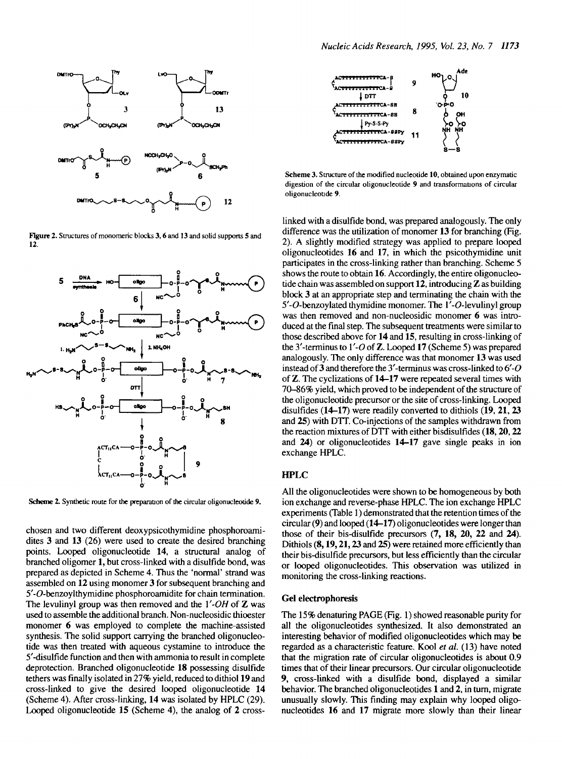Figure 2. Structures of monomeric blocks 3, 6 and 13 and solid supports 5 and 12.

Scheme 2. Synthetic route for the preparation of the circular oligonucleotide 9.

chosen and two different deoxypsicothymidine phosphoroamidites 3 and 13 (26) were used to create the desired branching points. Looped oligonucleotide 14, a structural analog of branched oligomer 1, but cross-linked with a disulfide bond, was prepared as depicted in Scheme 4. Thus the 'normal' strand was assembled on 12 using monomer 3 for subsequent branching and 5′-O-benzoylthymidine phosphoroamidite for chain termination. The levulinyl group was then removed and the 1′-OH of Z was used to assemble the additional branch. Non-nucleosidic thioester monomer 6 was employed to complete the machine-assisted synthesis. The solid support carrying the branched oligonucleotide was then treated with aqueous cystamine to introduce the 5′-disulfide function and then with ammonia to result in complete deprotection. Branched oligonucleotide 18 possessing disulfide tethers was finally isolated in 27% yield, reduced to dithiol 19 and cross-linked to give the desired looped oligonucleotide 14 (Scheme 4). After cross-linking, 14 was isolated by HPLC (29). Looped oligonucleotide 15 (Scheme 4), the analog of 2 cross-

Scheme 3. Structure of the modified nucleotide 10, obtained upon enzymatic digestion of the circular oligonucleotide 9 and transformations of circular oligonucleotide 9.

linked with a disulfide bond, was prepared analogously. The only difference was the utilization of monomer 13 for branching (Fig. 2). A slightly modified strategy was applied to prepare looped oligonucleotides 16 and 17, in which the psicothymidine unit participates in the cross-linking rather than branching. Scheme 5 shows the route to obtain 16. Accordingly, the entire oligonucleotide chain was assembled on support 12, introducing Z as building block 3 at an appropriate step and terminating the chain with the 5′-O-benzoylated thymidine monomer. The 1′-O-levulinyl group was then removed and non-nucleosidic monomer 6 was introduced at the final step. The subsequent treatments were similar to those described above for 14 and 15, resulting in cross-linking of the 3′-terminus to 1′-O of Z. Looped 17 (Scheme 5) was prepared analogously. The only difference was that monomer 13 was used instead of 3 and therefore the 3′-terminus was cross-linked to 6′-O of Z. The cyclizations of 14–17 were repeated several times with 70–86% yield, which proved to be independent of the structure of the oligonucleotide precursor or the site of cross-linking. Looped disulfides (14–17) were readily converted to dithiols (19, 21, 23 and 25) with DTT. Co-injections of the samples withdrawn from the reaction mixtures of DTT with either bisdisulfides (18, 20, 22 and 24) or oligonucleotides 14–17 gave single peaks in ion exchange HPLC.

## HPLC

All the oligonucleotides were shown to be homogeneous by both ion exchange and reverse-phase HPLC. The ion exchange HPLC experiments (Table 1) demonstrated that the retention times of the circular (9) and looped (14–17) oligonucleotides were longer than those of their bis-disulfide precursors (7, 18, 20, 22 and 24). Dithiols (8, 19, 21, 23 and 25) were retained more efficiently than their bis-disulfide precursors, but less efficiently than the circular or looped oligonucleotides. This observation was utilized in monitoring the cross-linking reactions.

## Gel electrophoresis

The 15% denaturing PAGE (Fig. 1) showed reasonable purity for all the oligonucleotides synthesized. It also demonstrated an interesting behavior of modified oligonucleotides which may be regarded as a characteristic feature. Kool *et al.* (13) have noted that the migration rate of circular oligonucleotides is about 0.9 times that of their linear precursors. Our circular oligonucleotide 9, cross-linked with a disulfide bond, displayed a similar behavior. The branched oligonucleotides 1 and 2, in turn, migrate unusually slowly. This finding may explain why looped oligonucleotides 16 and 17 migrate more slowly than their linear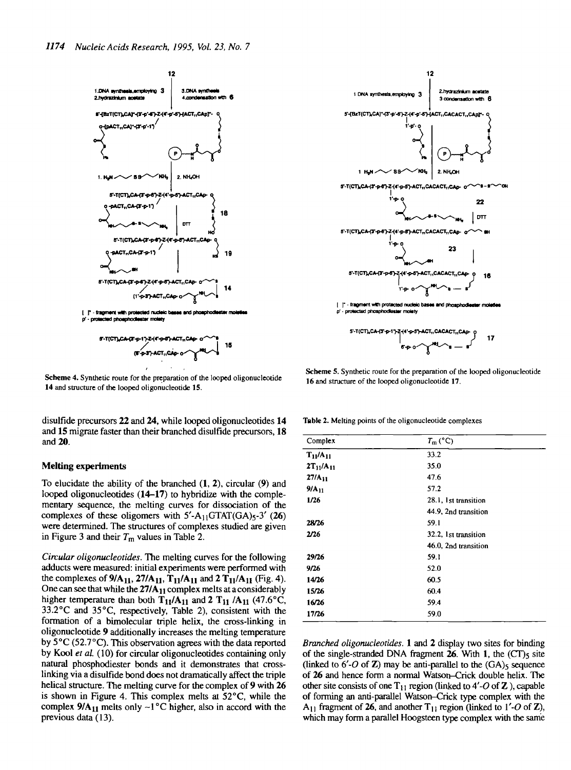Scheme 4. Synthetic route for the preparation of the looped oligonucleotide 14 and structure of the looped oligonucleotide 15.

Scheme 5. Synthetic route for the preparation of the looped oligonucleotide 16 and structure of the looped oligonucleotide 17.

disulfide precursors **22** and **24**, while looped oligonucleotides **14** and **15** migrate faster than their branched disulfide precursors, **18** and **20**.

### Melting experiments

To elucidate the ability of the branched (**1**, **2**), circular (**9**) and looped oligonucleotides (**14–17**) to hybridize with the complementary sequence, the melting curves for dissociation of the complexes of these oligomers with 5′-$A_{11}$GTAT(GA)$_5$-3′ (**26**) were determined. The structures of complexes studied are given in Figure 3 and their $T_m$ values in Table 2.

*Circular oligonucleotides.* The melting curves for the following adducts were measured: initial experiments were performed with the complexes of **9**/$\mathbf{A_{11}}$, **27**/$\mathbf{A_{11}}$, $\mathbf{T_{11}}$/$\mathbf{A_{11}}$ and 2 $\mathbf{T_{11}}$/$\mathbf{A_{11}}$ (Fig. 4). One can see that while the **27**/$\mathbf{A_{11}}$ complex melts at a considerably higher temperature than both $\mathbf{T_{11}}$/$\mathbf{A_{11}}$ and 2 $\mathbf{T_{11}}$/$\mathbf{A_{11}}$ (47.6°C, 33.2°C and 35°C, respectively, Table 2), consistent with the formation of a bimolecular triple helix, the cross-linking in oligonucleotide **9** additionally increases the melting temperature by 5°C (52.7°C). This observation agrees with the data reported by Kool *et al.* (10) for circular oligonucleotides containing only natural phosphodiester bonds and it demonstrates that cross-linking via a disulfide bond does not dramatically affect the triple helical structure. The melting curve for the complex of **9** with **26** is shown in Figure 4. This complex melts at 52°C, while the complex **9**/$\mathbf{A_{11}}$ melts only ~1°C higher, also in accord with the previous data (13).

Table 2. Melting points of the oligonucleotide complexes

| Complex | $T_m$ (°C) |
|---|---|
| $\mathbf{T_{11}}$/$\mathbf{A_{11}}$ | 33.2 |
| 2$\mathbf{T_{11}}$/$\mathbf{A_{11}}$ | 35.0 |
| **27**/$\mathbf{A_{11}}$ | 47.6 |
| **9**/$\mathbf{A_{11}}$ | 57.2 |
| **1/26** | 28.1, 1st transition |
| | 44.9, 2nd transition |
| **28/26** | 59.1 |
| **2/26** | 32.2, 1st transition |
| | 46.0, 2nd transition |
| **29/26** | 59.1 |
| **9/26** | 52.0 |
| **14/26** | 60.5 |
| **15/26** | 60.4 |
| **16/26** | 59.4 |
| **17/26** | 59.0 |

*Branched oligonucleotides.* **1** and **2** display two sites for binding of the single-stranded DNA fragment **26**. With **1**, the (CT)$_5$ site (linked to 6′-*O* of **Z**) may be anti-parallel to the (GA)$_5$ sequence of **26** and hence form a normal Watson–Crick double helix. The other site consists of one $T_{11}$ region (linked to 4′-*O* of **Z**), capable of forming an anti-parallel Watson–Crick type complex with the $A_{11}$ fragment of **26**, and another $T_{11}$ region (linked to 1′-*O* of **Z**), which may form a parallel Hoogsteen type complex with the same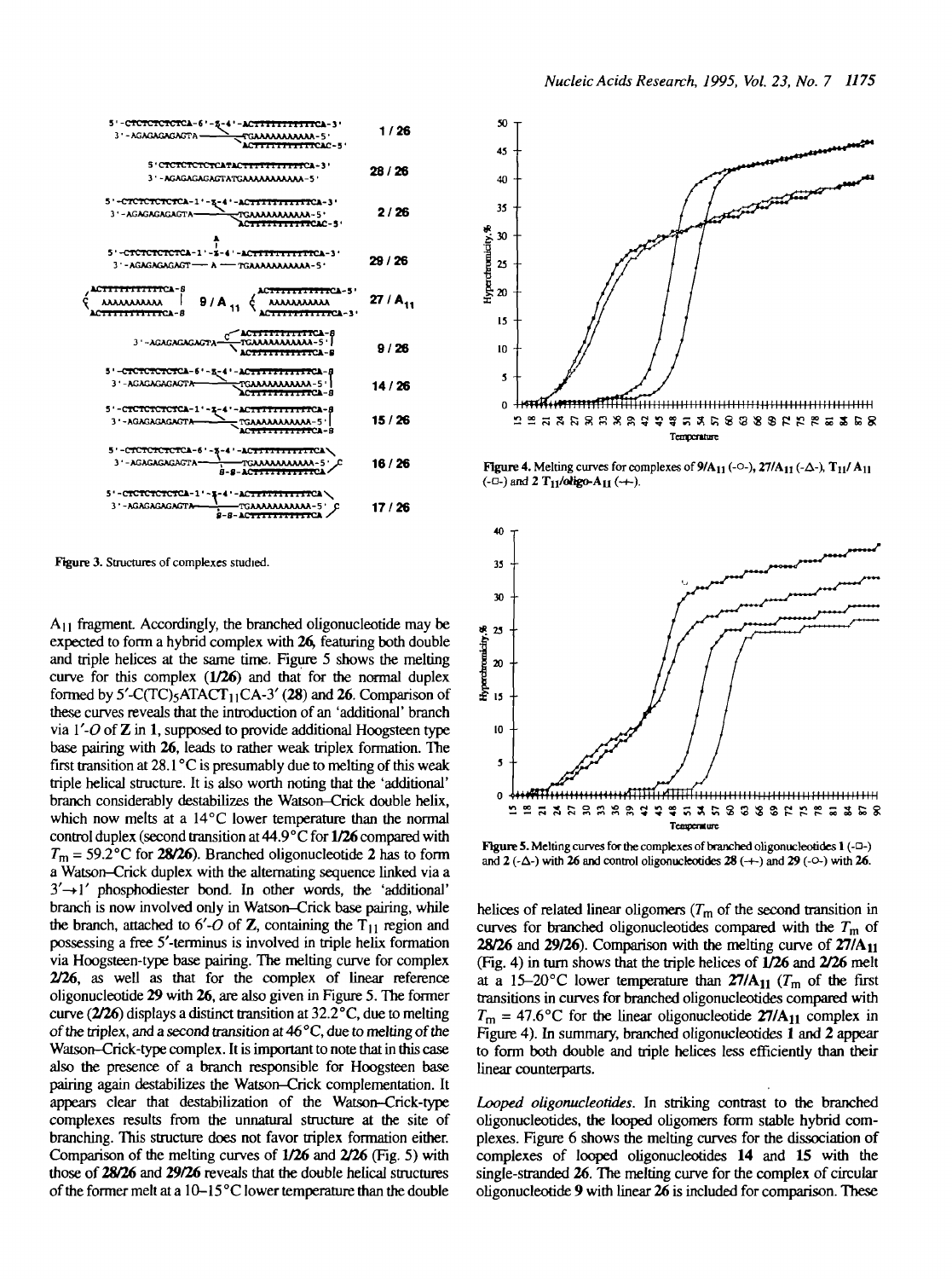Figure 3. Structures of complexes studied.

$A_{11}$ fragment. Accordingly, the branched oligonucleotide may be expected to form a hybrid complex with **26**, featuring both double and triple helices at the same time. Figure 5 shows the melting curve for this complex (**1/26**) and that for the normal duplex formed by 5′-C(TC)$_5$ATACT$_{11}$CA-3′ (**28**) and **26**. Comparison of these curves reveals that the introduction of an 'additional' branch via 1′-*O* of **Z** in **1**, supposed to provide additional Hoogsteen type base pairing with **26**, leads to rather weak triplex formation. The first transition at 28.1°C is presumably due to melting of this weak triple helical structure. It is also worth noting that the 'additional' branch considerably destabilizes the Watson–Crick double helix, which now melts at a 14°C lower temperature than the normal control duplex (second transition at 44.9°C for **1/26** compared with $T_m$ = 59.2°C for **28/26**). Branched oligonucleotide **2** has to form a Watson–Crick duplex with the alternating sequence linked via a 3′→1′ phosphodiester bond. In other words, the 'additional' branch is now involved only in Watson–Crick base pairing, while the branch, attached to 6′-*O* of **Z**, containing the $T_{11}$ region and possessing a free 5′-terminus is involved in triple helix formation via Hoogsteen-type base pairing. The melting curve for complex **2/26**, as well as that for the complex of linear reference oligonucleotide **29** with **26**, are also given in Figure 5. The former curve (**2/26**) displays a distinct transition at 32.2°C, due to melting of the triplex, and a second transition at 46°C, due to melting of the Watson–Crick-type complex. It is important to note that in this case also the presence of a branch responsible for Hoogsteen base pairing again destabilizes the Watson–Crick complementation. It appears clear that destabilization of the Watson–Crick-type complexes results from the unnatural structure at the site of branching. This structure does not favor triplex formation either. Comparison of the melting curves of **1/26** and **2/26** (Fig. 5) with those of **28/26** and **29/26** reveals that the double helical structures of the former melt at a 10–15°C lower temperature than the double helices of related linear oligomers ($T_m$ of the second transition in curves for branched oligonucleotides compared with the $T_m$ of **28/26** and **29/26**). Comparison with the melting curve of **27/A$_{11}$** (Fig. 4) in turn shows that the triple helices of **1/26** and **2/26** melt at a 15–20°C lower temperature than **27/A$_{11}$** ($T_m$ of the first transitions in curves for branched oligonucleotides compared with $T_m$ = 47.6°C for the linear oligonucleotide **27/A$_{11}$** complex in Figure 4). In summary, branched oligonucleotides **1** and **2** appear to form both double and triple helices less efficiently than their linear counterparts.

Figure 4. Melting curves for complexes of **9/A$_{11}$** (-○-), **27/A$_{11}$** (-△-), **T$_{11}$/A$_{11}$** (-□-) and **2 T$_{11}$/oligo-A$_{11}$** (-+-).

Figure 5. Melting curves for the complexes of branched oligonucleotides **1** (-□-) and **2** (-△-) with **26** and control oligonucleotides **28** (-+-) and **29** (-○-) with **26**.

*Looped oligonucleotides.* In striking contrast to the branched oligonucleotides, the looped oligomers form stable hybrid complexes. Figure 6 shows the melting curves for the dissociation of complexes of looped oligonucleotides **14** and **15** with the single-stranded **26**. The melting curve for the complex of circular oligonucleotide **9** with linear **26** is included for comparison. These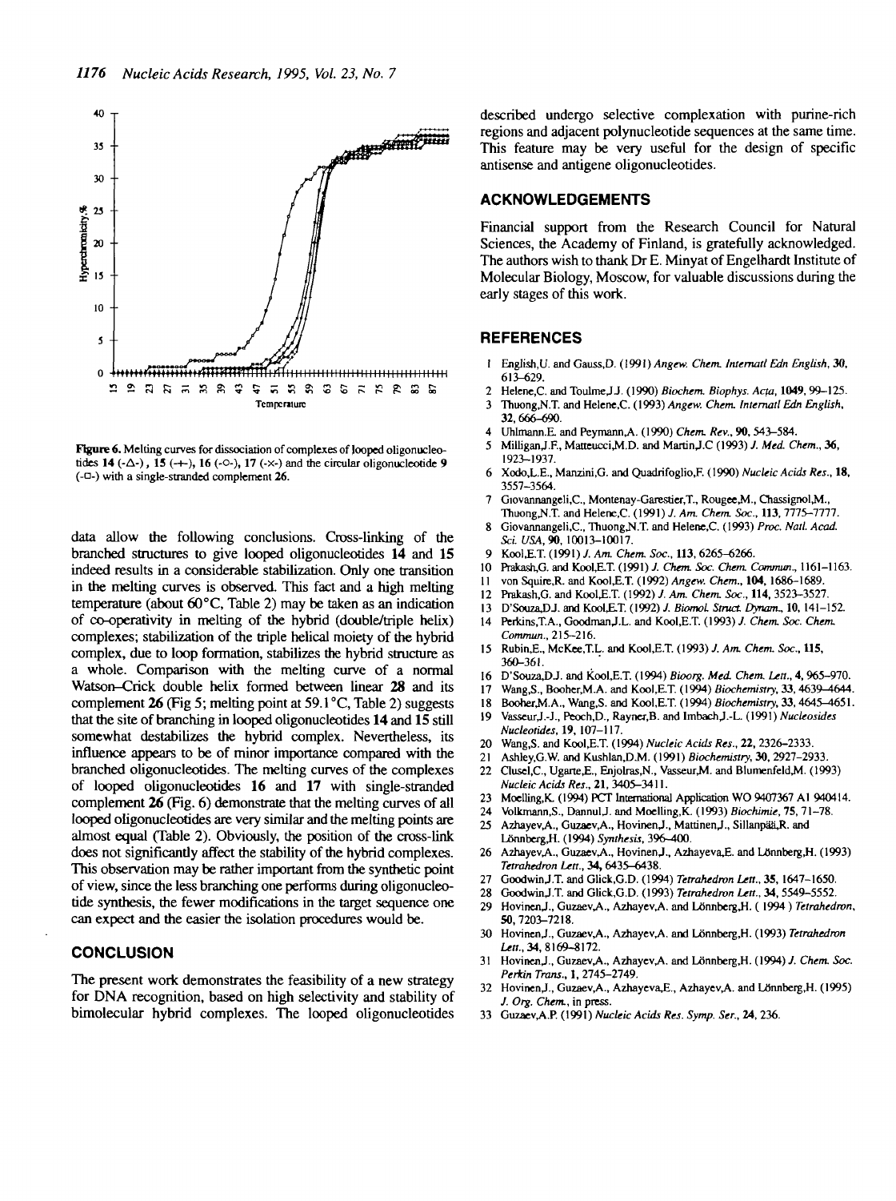40

35

30

25

20

15

10

5

0

Hyperchromicity,%

15 19 23 27 31 35 39 43 47 51 55 59 63 67 71 75 79 83 87

Temperature

**Figure 6.** Melting curves for dissociation of complexes of looped oligonucleotides **14** (-Δ-), **15** (-+-), **16** (-○-), **17** (-×-) and the circular oligonucleotide **9** (-□-) with a single-stranded complement **26**.

data allow the following conclusions. Cross-linking of the branched structures to give looped oligonucleotides **14** and **15** indeed results in a considerable stabilization. Only one transition in the melting curves is observed. This fact and a high melting temperature (about 60°C, Table 2) may be taken as an indication of co-operativity in melting of the hybrid (double/triple helix) complexes; stabilization of the triple helical moiety of the hybrid complex, due to loop formation, stabilizes the hybrid structure as a whole. Comparison with the melting curve of a normal Watson–Crick double helix formed between linear **28** and its complement **26** (Fig 5; melting point at 59.1°C, Table 2) suggests that the site of branching in looped oligonucleotides **14** and **15** still somewhat destabilizes the hybrid complex. Nevertheless, its influence appears to be of minor importance compared with the branched oligonucleotides. The melting curves of the complexes of looped oligonucleotides **16** and **17** with single-stranded complement **26** (Fig. 6) demonstrate that the melting curves of all looped oligonucleotides are very similar and the melting points are almost equal (Table 2). Obviously, the position of the cross-link does not significantly affect the stability of the hybrid complexes. This observation may be rather important from the synthetic point of view, since the less branching one performs during oligonucleotide synthesis, the fewer modifications in the target sequence one can expect and the easier the isolation procedures would be.

## CONCLUSION

The present work demonstrates the feasibility of a new strategy for DNA recognition, based on high selectivity and stability of bimolecular hybrid complexes. The looped oligonucleotides described undergo selective complexation with purine-rich regions and adjacent polynucleotide sequences at the same time. This feature may be very useful for the design of specific antisense and antigene oligonucleotides.

## ACKNOWLEDGEMENTS

Financial support from the Research Council for Natural Sciences, the Academy of Finland, is gratefully acknowledged. The authors wish to thank Dr E. Minyat of Engelhardt Institute of Molecular Biology, Moscow, for valuable discussions during the early stages of this work.

## REFERENCES

1. English,U. and Gauss,D. (1991) *Angew. Chem. Internatl Edn English*, **30**, 613–629.
2. Helene,C. and Toulme,J.J. (1990) *Biochem. Biophys. Acta*, **1049**, 99–125.
3. Thuong,N.T. and Helene,C. (1993) *Angew. Chem. Internatl Edn English*, **32**, 666–690.
4. Uhlmann,E. and Peymann,A. (1990) *Chem. Rev.*, **90**, 543–584.
5. Milligan,J.F., Matteucci,M.D. and Martin,J.C (1993) *J. Med. Chem.*, **36**, 1923–1937.
6. Xodo,L.E., Manzini,G. and Quadrifoglio,F. (1990) *Nucleic Acids Res.*, **18**, 3557–3564.
7. Giovannangeli,C., Montenay-Garestier,T., Rougee,M., Chassignol,M., Thuong,N.T. and Helene,C. (1991) *J. Am. Chem. Soc.*, **113**, 7775–7777.
8. Giovannangeli,C., Thuong,N.T. and Helene,C. (1993) *Proc. Natl. Acad. Sci. USA*, **90**, 10013–10017.
9. Kool,E.T. (1991) *J. Am. Chem. Soc.*, **113**, 6265–6266.
10. Prakash,G. and Kool,E.T. (1991) *J. Chem. Soc. Chem. Commun.*, 1161–1163.
11. von Squire,R. and Kool,E.T. (1992) *Angew. Chem.*, **104**, 1686–1689.
12. Prakash,G. and Kool,E.T. (1992) *J. Am. Chem. Soc.*, **114**, 3523–3527.
13. D'Souza,D.J. and Kool,E.T. (1992) *J. Biomol. Struct. Dynam.*, **10**, 141–152.
14. Perkins,T.A., Goodman,J.L. and Kool,E.T. (1993) *J. Chem. Soc. Chem. Commun.*, 215–216.
15. Rubin,E., McKee,T.L. and Kool,E.T. (1993) *J. Am. Chem. Soc.*, **115**, 360–361.
16. D'Souza,D.J. and Kool,E.T. (1994) *Bioorg. Med. Chem. Lett.*, **4**, 965–970.
17. Wang,S., Booher,M.A. and Kool,E.T. (1994) *Biochemistry*, **33**, 4639–4644.
18. Booher,M.A., Wang,S. and Kool,E.T. (1994) *Biochemistry*, **33**, 4645–4651.
19. Vasseur,J.-J., Peoch,D., Rayner,B. and Imbach,J.-L. (1991) *Nucleosides Nucleotides*, **19**, 107–117.
20. Wang,S. and Kool,E.T. (1994) *Nucleic Acids Res.*, **22**, 2326–2333.
21. Ashley,G.W. and Kushlan,D.M. (1991) *Biochemistry*, **30**, 2927–2933.
22. Clusel,C., Ugarte,E., Enjolras,N., Vasseur,M. and Blumenfeld,M. (1993) *Nucleic Acids Res.*, **21**, 3405–3411.
23. Moelling,K. (1994) PCT International Application WO 9407367 A1 940414.
24. Volkmann,S., Dannul,J. and Moelling,K. (1993) *Biochimie*, **75**, 71–78.
25. Azhayev,A., Guzaev,A., Hovinen,J., Mattinen,J., Sillanpää,R. and Lönnberg,H. (1994) *Synthesis*, 396–400.
26. Azhayev,A., Guzaev,A., Hovinen,J., Azhayeva,E. and Lönnberg,H. (1993) *Tetrahedron Lett.*, **34**, 6435–6438.
27. Goodwin,J.T. and Glick,G.D. (1994) *Tetrahedron Lett.*, **35**, 1647–1650.
28. Goodwin,J.T. and Glick,G.D. (1993) *Tetrahedron Lett.*, **34**, 5549–5552.
29. Hovinen,J., Guzaev,A., Azhayev,A. and Lönnberg,H. (1994) *Tetrahedron*, **50**, 7203–7218.
30. Hovinen,J., Guzaev,A., Azhayev,A. and Lönnberg,H. (1993) *Tetrahedron Lett.*, **34**, 8169–8172.
31. Hovinen,J., Guzaev,A., Azhayev,A. and Lönnberg,H. (1994) *J. Chem. Soc. Perkin Trans.*, **1**, 2745–2749.
32. Hovinen,J., Guzaev,A., Azhayeva,E., Azhayev,A. and Lönnberg,H. (1995) *J. Org. Chem.*, in press.
33. Guzaev,A.P. (1991) *Nucleic Acids Res. Symp. Ser.*, **24**, 236.